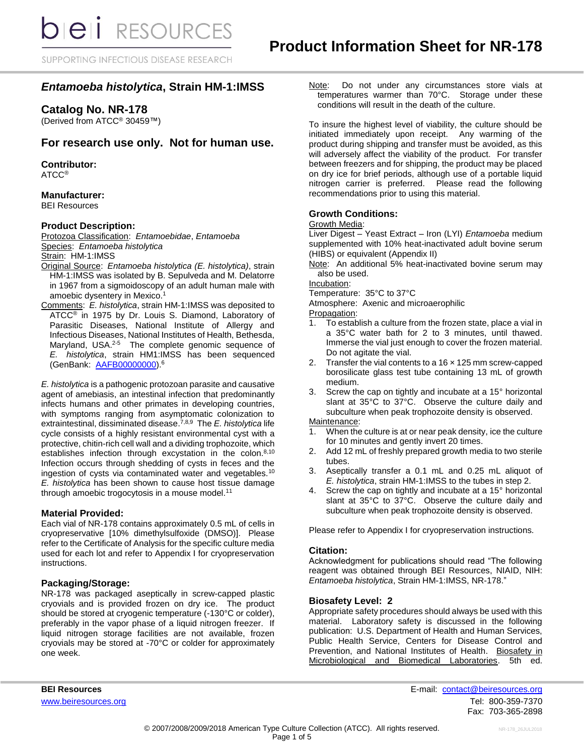# Product Information Sheet for NR-178

## *Entamoeba histolytica*, Strain HM-1:IMSS

## Catalog No. NR-178

(Derived from ATCC® 30459™)

## For research use only. Not for human use.

### Contributor:

ATCC®

### Manufacturer:

BEI Resources

### Product Description:

Protozoa Classification: *Entamoebidae*, *Entamoeba*
Species: *Entamoeba histolytica*
Strain: HM-1:IMSS
Original Source: *Entamoeba histolytica (E. histolytica)*, strain HM-1:IMSS was isolated by B. Sepulveda and M. Delatorre in 1967 from a sigmoidoscopy of an adult human male with amoebic dysentery in Mexico.[1]
Comments: *E. histolytica*, strain HM-1:IMSS was deposited to ATCC® in 1975 by Dr. Louis S. Diamond, Laboratory of Parasitic Diseases, National Institute of Allergy and Infectious Diseases, National Institutes of Health, Bethesda, Maryland, USA.[2-5] The complete genomic sequence of *E. histolytica*, strain HM1:IMSS has been sequenced (GenBank: AAFB00000000).[6]

*E. histolytica* is a pathogenic protozoan parasite and causative agent of amebiasis, an intestinal infection that predominantly infects humans and other primates in developing countries, with symptoms ranging from asymptomatic colonization to extraintestinal, disseminated disease.[7,8,9] The *E. histolytica* life cycle consists of a highly resistant environmental cyst with a protective, chitin-rich cell wall and a dividing trophozoite, which establishes infection through excystation in the colon.[8,10] Infection occurs through shedding of cysts in feces and the ingestion of cysts via contaminated water and vegetables.[10] *E. histolytica* has been shown to cause host tissue damage through amoebic trogocytosis in a mouse model.[11]

### Material Provided:

Each vial of NR-178 contains approximately 0.5 mL of cells in cryopreservative [10% dimethylsulfoxide (DMSO)]. Please refer to the Certificate of Analysis for the specific culture media used for each lot and refer to Appendix I for cryopreservation instructions.

### Packaging/Storage:

NR-178 was packaged aseptically in screw-capped plastic cryovials and is provided frozen on dry ice. The product should be stored at cryogenic temperature (-130°C or colder), preferably in the vapor phase of a liquid nitrogen freezer. If liquid nitrogen storage facilities are not available, frozen cryovials may be stored at -70°C or colder for approximately one week.

Note: Do not under any circumstances store vials at temperatures warmer than 70°C. Storage under these conditions will result in the death of the culture.

To insure the highest level of viability, the culture should be initiated immediately upon receipt. Any warming of the product during shipping and transfer must be avoided, as this will adversely affect the viability of the product. For transfer between freezers and for shipping, the product may be placed on dry ice for brief periods, although use of a portable liquid nitrogen carrier is preferred. Please read the following recommendations prior to using this material.

### Growth Conditions:

Growth Media:
Liver Digest – Yeast Extract – Iron (LYI) *Entamoeba* medium supplemented with 10% heat-inactivated adult bovine serum (HIBS) or equivalent (Appendix II)
Note: An additional 5% heat-inactivated bovine serum may also be used.
Incubation:
Temperature: 35°C to 37°C
Atmosphere: Axenic and microaerophilic
Propagation:

1. To establish a culture from the frozen state, place a vial in a 35°C water bath for 2 to 3 minutes, until thawed. Immerse the vial just enough to cover the frozen material. Do not agitate the vial.
2. Transfer the vial contents to a 16 × 125 mm screw-capped borosilicate glass test tube containing 13 mL of growth medium.
3. Screw the cap on tightly and incubate at a 15° horizontal slant at 35°C to 37°C. Observe the culture daily and subculture when peak trophozoite density is observed.

Maintenance:

1. When the culture is at or near peak density, ice the culture for 10 minutes and gently invert 20 times.
2. Add 12 mL of freshly prepared growth media to two sterile tubes.
3. Aseptically transfer a 0.1 mL and 0.25 mL aliquot of *E. histolytica*, strain HM-1:IMSS to the tubes in step 2.
4. Screw the cap on tightly and incubate at a 15° horizontal slant at 35°C to 37°C. Observe the culture daily and subculture when peak trophozoite density is observed.

Please refer to Appendix I for cryopreservation instructions.

### Citation:

Acknowledgment for publications should read "The following reagent was obtained through BEI Resources, NIAID, NIH: *Entamoeba histolytica*, Strain HM-1:IMSS, NR-178."

### Biosafety Level: 2

Appropriate safety procedures should always be used with this material. Laboratory safety is discussed in the following publication: U.S. Department of Health and Human Services, Public Health Service, Centers for Disease Control and Prevention, and National Institutes of Health. Biosafety in Microbiological and Biomedical Laboratories. 5th ed.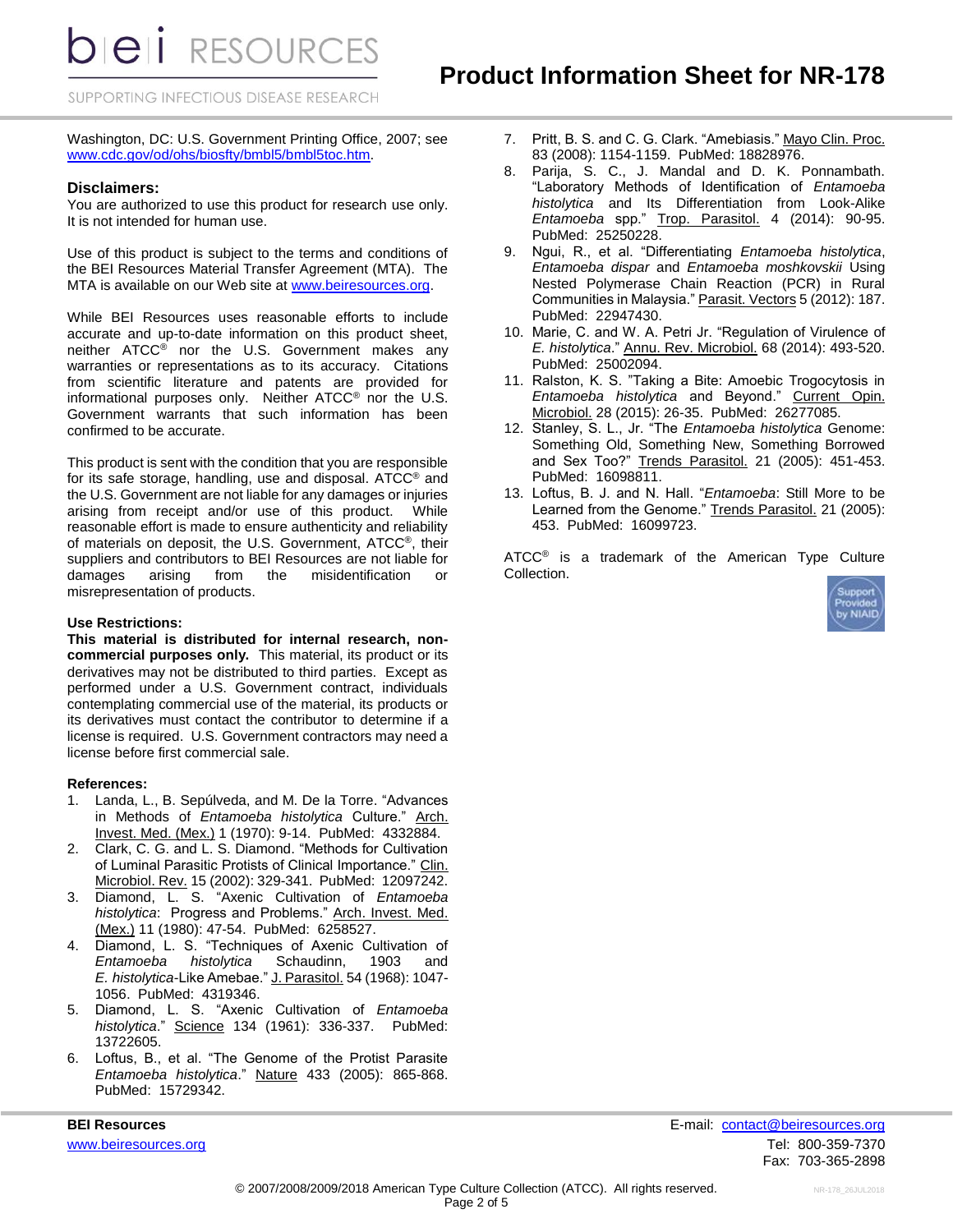Washington, DC: U.S. Government Printing Office, 2007; see www.cdc.gov/od/ohs/biosfty/bmbl5/bmbl5toc.htm.

### Disclaimers:

You are authorized to use this product for research use only. It is not intended for human use.

Use of this product is subject to the terms and conditions of the BEI Resources Material Transfer Agreement (MTA). The MTA is available on our Web site at www.beiresources.org.

While BEI Resources uses reasonable efforts to include accurate and up-to-date information on this product sheet, neither ATCC® nor the U.S. Government makes any warranties or representations as to its accuracy. Citations from scientific literature and patents are provided for informational purposes only. Neither ATCC® nor the U.S. Government warrants that such information has been confirmed to be accurate.

This product is sent with the condition that you are responsible for its safe storage, handling, use and disposal. ATCC® and the U.S. Government are not liable for any damages or injuries arising from receipt and/or use of this product. While reasonable effort is made to ensure authenticity and reliability of materials on deposit, the U.S. Government, ATCC®, their suppliers and contributors to BEI Resources are not liable for damages arising from the misidentification or misrepresentation of products.

**Use Restrictions:**

**This material is distributed for internal research, non-commercial purposes only.** This material, its product or its derivatives may not be distributed to third parties. Except as performed under a U.S. Government contract, individuals contemplating commercial use of the material, its products or its derivatives must contact the contributor to determine if a license is required. U.S. Government contractors may need a license before first commercial sale.

**References:**

1. Landa, L., B. Sepúlveda, and M. De la Torre. "Advances in Methods of *Entamoeba histolytica* Culture." Arch. Invest. Med. (Mex.) 1 (1970): 9-14. PubMed: 4332884.
2. Clark, C. G. and L. S. Diamond. "Methods for Cultivation of Luminal Parasitic Protists of Clinical Importance." Clin. Microbiol. Rev. 15 (2002): 329-341. PubMed: 12097242.
3. Diamond, L. S. "Axenic Cultivation of *Entamoeba histolytica*: Progress and Problems." Arch. Invest. Med. (Mex.) 11 (1980): 47-54. PubMed: 6258527.
4. Diamond, L. S. "Techniques of Axenic Cultivation of *Entamoeba histolytica* Schaudinn, 1903 and *E. histolytica*-Like Amebae." J. Parasitol. 54 (1968): 1047-1056. PubMed: 4319346.
5. Diamond, L. S. "Axenic Cultivation of *Entamoeba histolytica*." Science 134 (1961): 336-337. PubMed: 13722605.
6. Loftus, B., et al. "The Genome of the Protist Parasite *Entamoeba histolytica*." Nature 433 (2005): 865-868. PubMed: 15729342.
7. Pritt, B. S. and C. G. Clark. "Amebiasis." Mayo Clin. Proc. 83 (2008): 1154-1159. PubMed: 18828976.
8. Parija, S. C., J. Mandal and D. K. Ponnambath. "Laboratory Methods of Identification of *Entamoeba histolytica* and Its Differentiation from Look-Alike *Entamoeba* spp." Trop. Parasitol. 4 (2014): 90-95. PubMed: 25250228.
9. Ngui, R., et al. "Differentiating *Entamoeba histolytica*, *Entamoeba dispar* and *Entamoeba moshkovskii* Using Nested Polymerase Chain Reaction (PCR) in Rural Communities in Malaysia." Parasit. Vectors 5 (2012): 187. PubMed: 22947430.
10. Marie, C. and W. A. Petri Jr. "Regulation of Virulence of *E. histolytica*." Annu. Rev. Microbiol. 68 (2014): 493-520. PubMed: 25002094.
11. Ralston, K. S. "Taking a Bite: Amoebic Trogocytosis in *Entamoeba histolytica* and Beyond." Current Opin. Microbiol. 28 (2015): 26-35. PubMed: 26277085.
12. Stanley, S. L., Jr. "The *Entamoeba histolytica* Genome: Something Old, Something New, Something Borrowed and Sex Too?" Trends Parasitol. 21 (2005): 451-453. PubMed: 16098811.
13. Loftus, B. J. and N. Hall. "*Entamoeba*: Still More to be Learned from the Genome." Trends Parasitol. 21 (2005): 453. PubMed: 16099723.

ATCC® is a trademark of the American Type Culture Collection.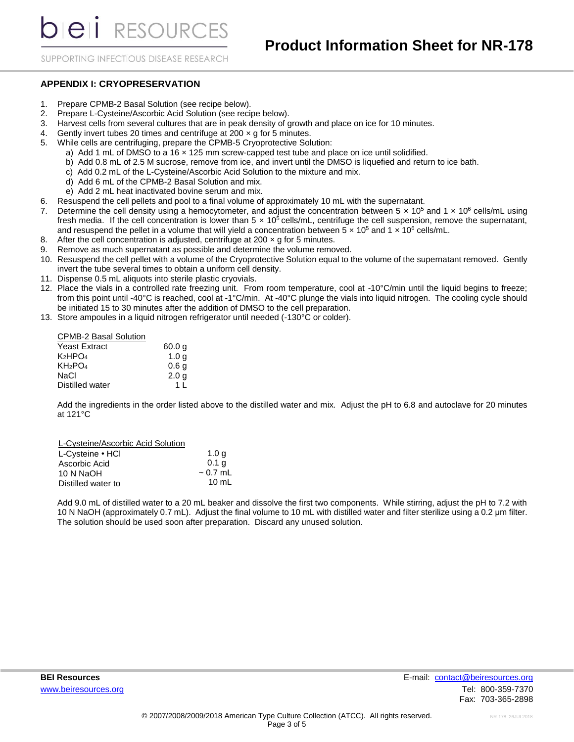## APPENDIX I: CRYOPRESERVATION

1. Prepare CPMB-2 Basal Solution (see recipe below).
2. Prepare L-Cysteine/Ascorbic Acid Solution (see recipe below).
3. Harvest cells from several cultures that are in peak density of growth and place on ice for 10 minutes.
4. Gently invert tubes 20 times and centrifuge at 200 × g for 5 minutes.
5. While cells are centrifuging, prepare the CPMB-5 Cryoprotective Solution:
   a) Add 1 mL of DMSO to a 16 × 125 mm screw-capped test tube and place on ice until solidified.
   b) Add 0.8 mL of 2.5 M sucrose, remove from ice, and invert until the DMSO is liquefied and return to ice bath.
   c) Add 0.2 mL of the L-Cysteine/Ascorbic Acid Solution to the mixture and mix.
   d) Add 6 mL of the CPMB-2 Basal Solution and mix.
   e) Add 2 mL heat inactivated bovine serum and mix.
6. Resuspend the cell pellets and pool to a final volume of approximately 10 mL with the supernatant.
7. Determine the cell density using a hemocytometer, and adjust the concentration between $5 \times 10^5$ and $1 \times 10^6$ cells/mL using fresh media. If the cell concentration is lower than $5 \times 10^5$ cells/mL, centrifuge the cell suspension, remove the supernatant, and resuspend the pellet in a volume that will yield a concentration between $5 \times 10^5$ and $1 \times 10^6$ cells/mL.
8. After the cell concentration is adjusted, centrifuge at 200 × g for 5 minutes.
9. Remove as much supernatant as possible and determine the volume removed.
10. Resuspend the cell pellet with a volume of the Cryoprotective Solution equal to the volume of the supernatant removed. Gently invert the tube several times to obtain a uniform cell density.
11. Dispense 0.5 mL aliquots into sterile plastic cryovials.
12. Place the vials in a controlled rate freezing unit. From room temperature, cool at -10°C/min until the liquid begins to freeze; from this point until -40°C is reached, cool at -1°C/min. At -40°C plunge the vials into liquid nitrogen. The cooling cycle should be initiated 15 to 30 minutes after the addition of DMSO to the cell preparation.
13. Store ampoules in a liquid nitrogen refrigerator until needed (-130°C or colder).

| CPMB-2 Basal Solution | |
|---|---|
| Yeast Extract | 60.0 g |
| $K_2HPO_4$ | 1.0 g |
| $KH_2PO_4$ | 0.6 g |
| NaCl | 2.0 g |
| Distilled water | 1 L |

Add the ingredients in the order listed above to the distilled water and mix. Adjust the pH to 6.8 and autoclave for 20 minutes at 121°C

| L-Cysteine/Ascorbic Acid Solution | |
|---|---|
| L-Cysteine • HCl | 1.0 g |
| Ascorbic Acid | 0.1 g |
| 10 N NaOH | ~ 0.7 mL |
| Distilled water to | 10 mL |

Add 9.0 mL of distilled water to a 20 mL beaker and dissolve the first two components. While stirring, adjust the pH to 7.2 with 10 N NaOH (approximately 0.7 mL). Adjust the final volume to 10 mL with distilled water and filter sterilize using a 0.2 µm filter. The solution should be used soon after preparation. Discard any unused solution.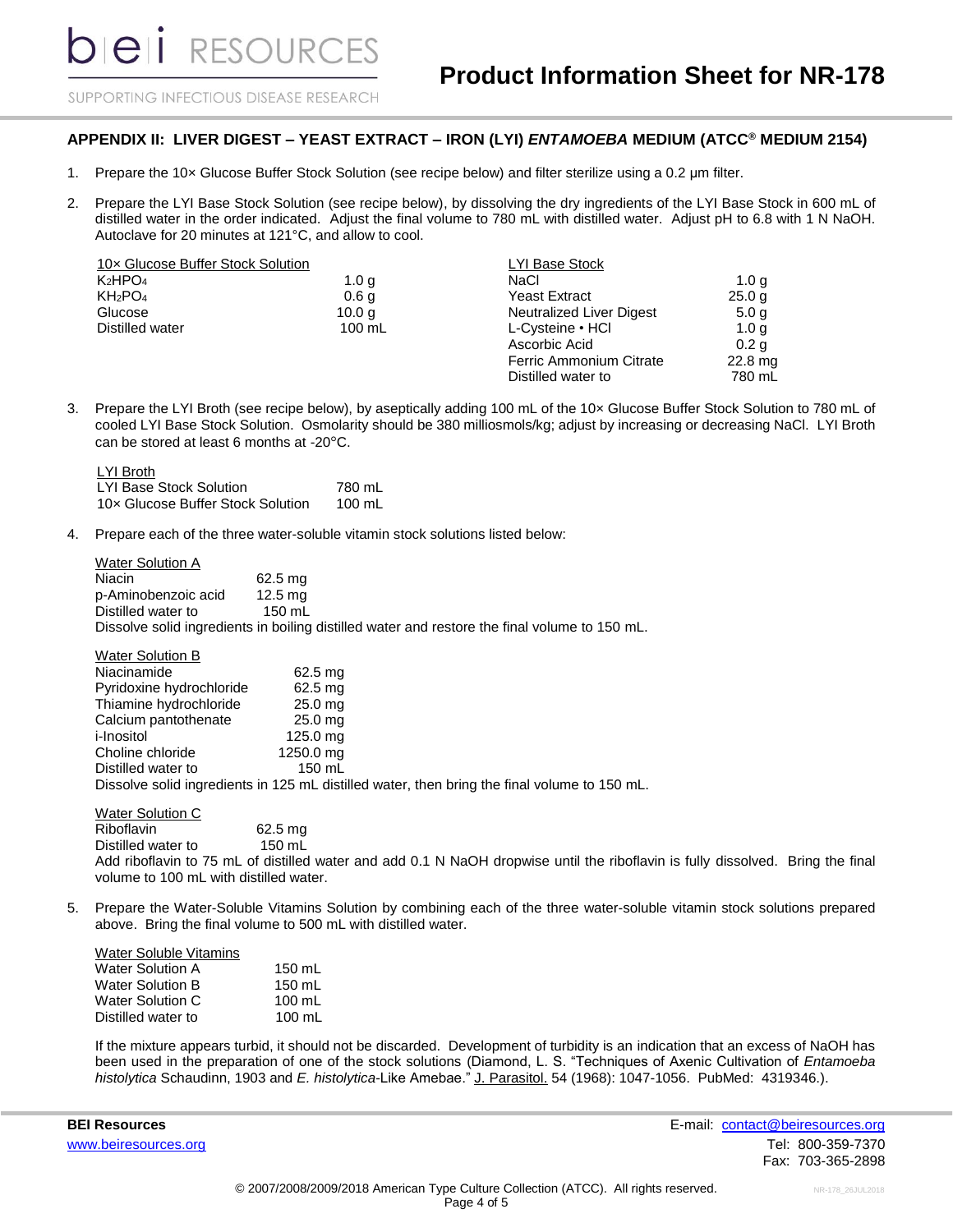## APPENDIX II: LIVER DIGEST – YEAST EXTRACT – IRON (LYI) *ENTAMOEBA* MEDIUM (ATCC® MEDIUM 2154)

1. Prepare the 10× Glucose Buffer Stock Solution (see recipe below) and filter sterilize using a 0.2 µm filter.

2. Prepare the LYI Base Stock Solution (see recipe below), by dissolving the dry ingredients of the LYI Base Stock in 600 mL of distilled water in the order indicated. Adjust the final volume to 780 mL with distilled water. Adjust pH to 6.8 with 1 N NaOH. Autoclave for 20 minutes at 121°C, and allow to cool.

| 10× Glucose Buffer Stock Solution | |
|---|---|
| $K_2HPO_4$ | 1.0 g |
| $KH_2PO_4$ | 0.6 g |
| Glucose | 10.0 g |
| Distilled water | 100 mL |

| LYI Base Stock | |
|---|---|
| NaCl | 1.0 g |
| Yeast Extract | 25.0 g |
| Neutralized Liver Digest | 5.0 g |
| L-Cysteine • HCl | 1.0 g |
| Ascorbic Acid | 0.2 g |
| Ferric Ammonium Citrate | 22.8 mg |
| Distilled water to | 780 mL |

3. Prepare the LYI Broth (see recipe below), by aseptically adding 100 mL of the 10× Glucose Buffer Stock Solution to 780 mL of cooled LYI Base Stock Solution. Osmolarity should be 380 milliosmols/kg; adjust by increasing or decreasing NaCl. LYI Broth can be stored at least 6 months at -20°C.

| LYI Broth | |
|---|---|
| LYI Base Stock Solution | 780 mL |
| 10× Glucose Buffer Stock Solution | 100 mL |

4. Prepare each of the three water-soluble vitamin stock solutions listed below:

| Water Solution A | |
|---|---|
| Niacin | 62.5 mg |
| p-Aminobenzoic acid | 12.5 mg |
| Distilled water to | 150 mL |

Dissolve solid ingredients in boiling distilled water and restore the final volume to 150 mL.

| Water Solution B | |
|---|---|
| Niacinamide | 62.5 mg |
| Pyridoxine hydrochloride | 62.5 mg |
| Thiamine hydrochloride | 25.0 mg |
| Calcium pantothenate | 25.0 mg |
| i-Inositol | 125.0 mg |
| Choline chloride | 1250.0 mg |
| Distilled water to | 150 mL |

Dissolve solid ingredients in 125 mL distilled water, then bring the final volume to 150 mL.

| Water Solution C | |
|---|---|
| Riboflavin | 62.5 mg |
| Distilled water to | 150 mL |

Add riboflavin to 75 mL of distilled water and add 0.1 N NaOH dropwise until the riboflavin is fully dissolved. Bring the final volume to 100 mL with distilled water.

5. Prepare the Water-Soluble Vitamins Solution by combining each of the three water-soluble vitamin stock solutions prepared above. Bring the final volume to 500 mL with distilled water.

| Water Soluble Vitamins | |
|---|---|
| Water Solution A | 150 mL |
| Water Solution B | 150 mL |
| Water Solution C | 100 mL |
| Distilled water to | 100 mL |

If the mixture appears turbid, it should not be discarded. Development of turbidity is an indication that an excess of NaOH has been used in the preparation of one of the stock solutions (Diamond, L. S. "Techniques of Axenic Cultivation of *Entamoeba histolytica* Schaudinn, 1903 and *E. histolytica*-Like Amebae." J. Parasitol. 54 (1968): 1047-1056. PubMed: 4319346.).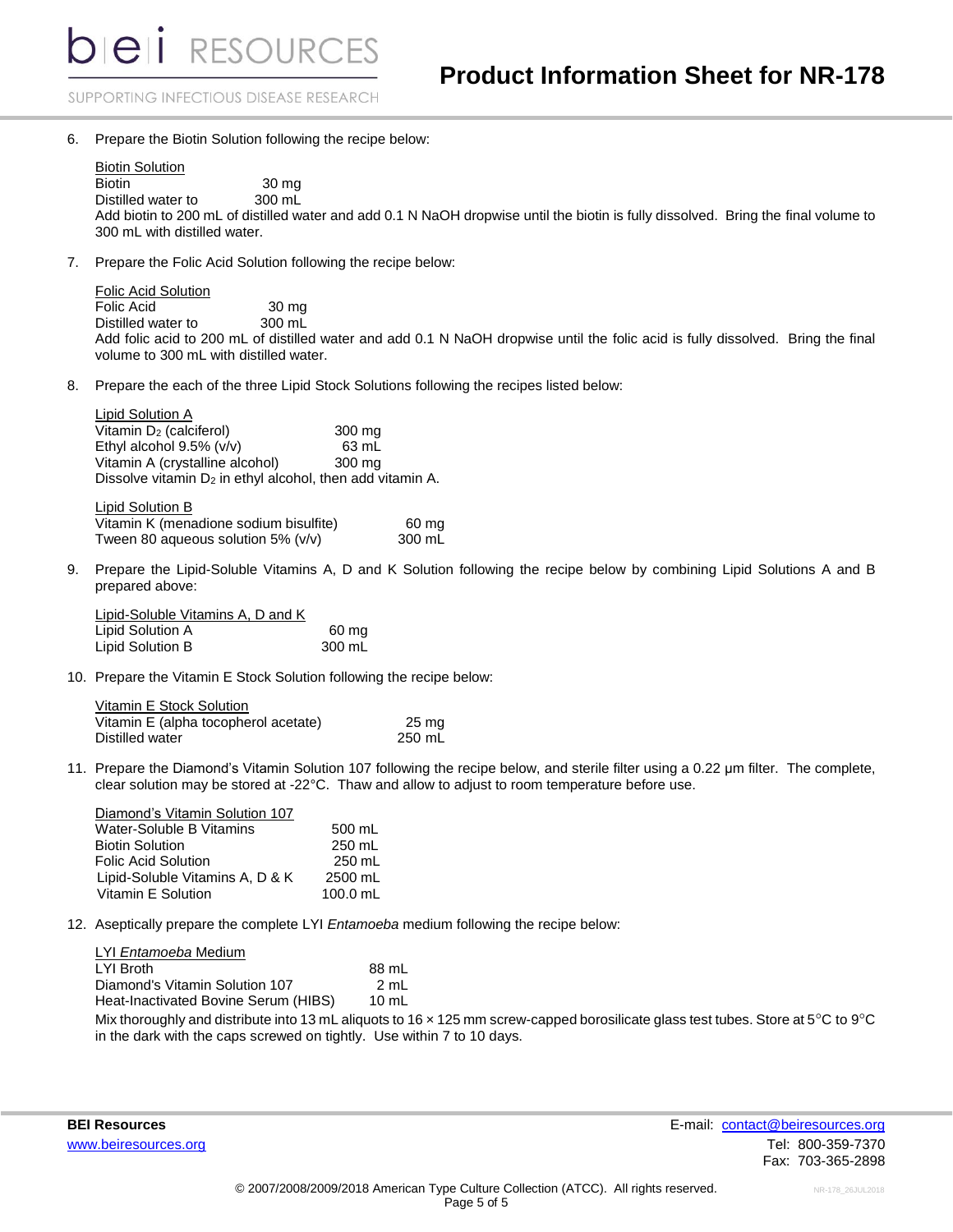6. Prepare the Biotin Solution following the recipe below:

   Biotin Solution

   | | |
   |---|---|
   | Biotin | 30 mg |
   | Distilled water to | 300 mL |

   Add biotin to 200 mL of distilled water and add 0.1 N NaOH dropwise until the biotin is fully dissolved. Bring the final volume to 300 mL with distilled water.

7. Prepare the Folic Acid Solution following the recipe below:

   Folic Acid Solution

   | | |
   |---|---|
   | Folic Acid | 30 mg |
   | Distilled water to | 300 mL |

   Add folic acid to 200 mL of distilled water and add 0.1 N NaOH dropwise until the folic acid is fully dissolved. Bring the final volume to 300 mL with distilled water.

8. Prepare the each of the three Lipid Stock Solutions following the recipes listed below:

   Lipid Solution A

   | | |
   |---|---|
   | Vitamin $D_2$ (calciferol) | 300 mg |
   | Ethyl alcohol 9.5% (v/v) | 63 mL |
   | Vitamin A (crystalline alcohol) | 300 mg |

   Dissolve vitamin $D_2$ in ethyl alcohol, then add vitamin A.

   Lipid Solution B

   | | |
   |---|---|
   | Vitamin K (menadione sodium bisulfite) | 60 mg |
   | Tween 80 aqueous solution 5% (v/v) | 300 mL |

9. Prepare the Lipid-Soluble Vitamins A, D and K Solution following the recipe below by combining Lipid Solutions A and B prepared above:

   Lipid-Soluble Vitamins A, D and K

   | | |
   |---|---|
   | Lipid Solution A | 60 mg |
   | Lipid Solution B | 300 mL |

10. Prepare the Vitamin E Stock Solution following the recipe below:

    Vitamin E Stock Solution

    | | |
    |---|---|
    | Vitamin E (alpha tocopherol acetate) | 25 mg |
    | Distilled water | 250 mL |

11. Prepare the Diamond's Vitamin Solution 107 following the recipe below, and sterile filter using a 0.22 µm filter. The complete, clear solution may be stored at -22°C. Thaw and allow to adjust to room temperature before use.

    Diamond's Vitamin Solution 107

    | | |
    |---|---|
    | Water-Soluble B Vitamins | 500 mL |
    | Biotin Solution | 250 mL |
    | Folic Acid Solution | 250 mL |
    | Lipid-Soluble Vitamins A, D & K | 2500 mL |
    | Vitamin E Solution | 100.0 mL |

12. Aseptically prepare the complete LYI *Entamoeba* medium following the recipe below:

    LYI *Entamoeba* Medium

    | | |
    |---|---|
    | LYI Broth | 88 mL |
    | Diamond's Vitamin Solution 107 | 2 mL |
    | Heat-Inactivated Bovine Serum (HIBS) | 10 mL |

    Mix thoroughly and distribute into 13 mL aliquots to 16 × 125 mm screw-capped borosilicate glass test tubes. Store at 5°C to 9°C in the dark with the caps screwed on tightly. Use within 7 to 10 days.